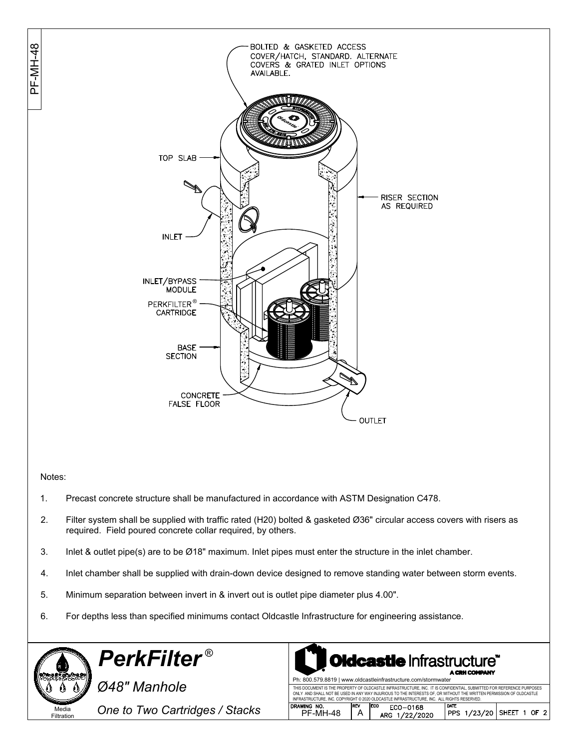BOLTED & GASKETED ACCESS COVER/HATCH, STANDARD. ALTERNATE COVERS & GRATED INLET OPTIONS AVAILABLE.

TOP SLAB

RISER SECTION AS REQUIRED

INLET

INLET/BYPASS MODULE

PERKFILTER® CARTRIDGE

BASE SECTION

CONCRETE FALSE FLOOR

OUTLET

Notes:

1. Precast concrete structure shall be manufactured in accordance with ASTM Designation C478.
2. Filter system shall be supplied with traffic rated (H20) bolted & gasketed Ø36" circular access covers with risers as required. Field poured concrete collar required, by others.
3. Inlet & outlet pipe(s) are to be Ø18" maximum. Inlet pipes must enter the structure in the inlet chamber.
4. Inlet chamber shall be supplied with drain-down device designed to remove standing water between storm events.
5. Minimum separation between invert in & invert out is outlet pipe diameter plus 4.00".
6. For depths less than specified minimums contact Oldcastle Infrastructure for engineering assistance.

Media Filtration

***PerkFilter®***

*Ø48" Manhole*

*One to Two Cartridges / Stacks*

**Oldcastle Infrastructure™** A CRH COMPANY

Ph: 800.579.8819 | www.oldcastleinfrastructure.com/stormwater

THIS DOCUMENT IS THE PROPERTY OF OLDCASTLE INFRASTRUCTURE, INC. IT IS CONFIDENTIAL, SUBMITTED FOR REFERENCE PURPOSES ONLY AND SHALL NOT BE USED IN ANY WAY INJURIOUS TO THE INTERESTS OF, OR WITHOUT THE WRITTEN PERMISSION OF OLDCASTLE INFRASTRUCTURE, INC. COPYRIGHT © 2020 OLDCASTLE INFRASTRUCTURE, INC. ALL RIGHTS RESERVED.

| DRAWING NO. | REV | ECO | DATE | |
|---|---|---|---|---|
| PF-MH-48 | A | ECO-0168 ARG 1/22/2020 | PPS 1/23/20 | SHEET 1 OF 2 |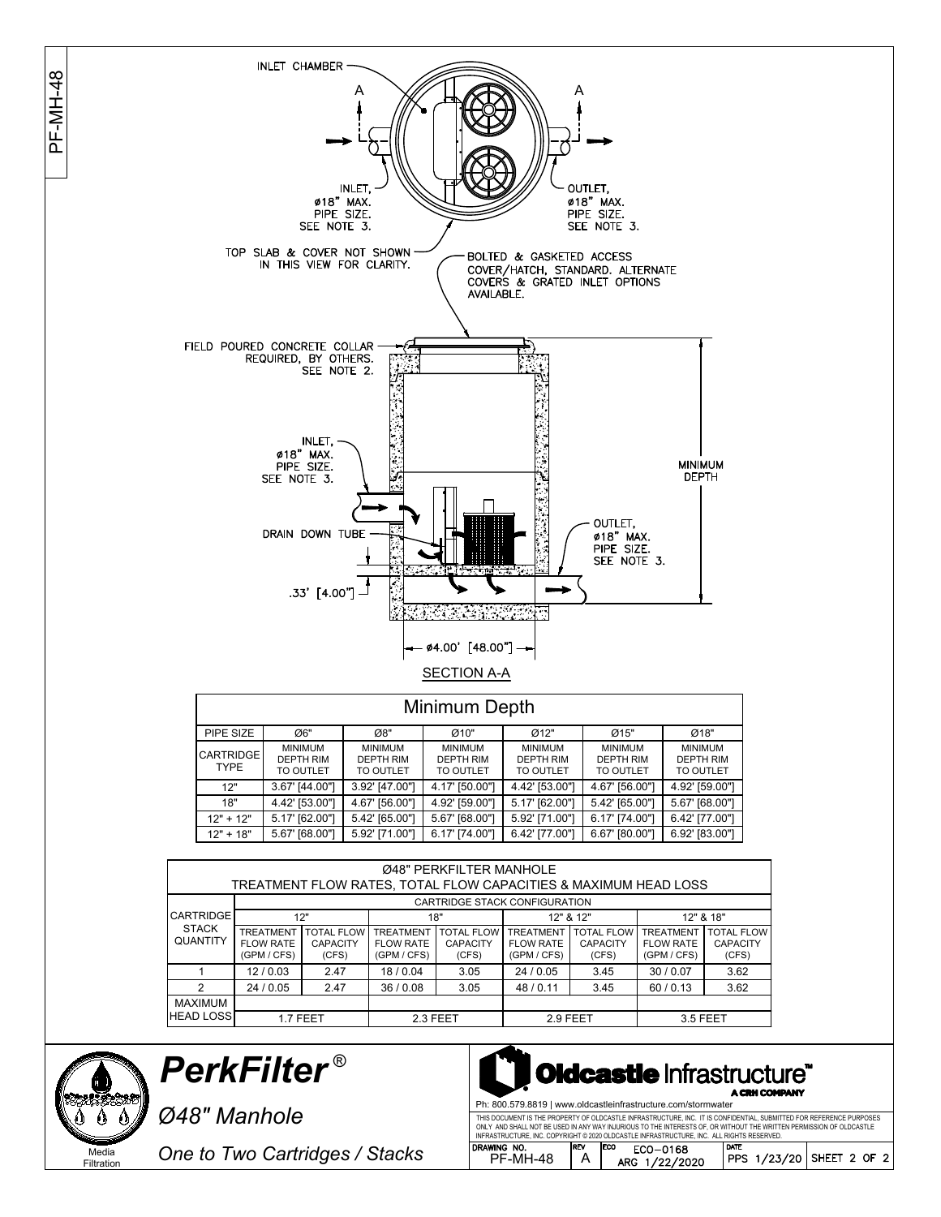PF-MH-48

INLET CHAMBER

A

A

INLET, ø18" MAX. PIPE SIZE. SEE NOTE 3.

OUTLET, ø18" MAX. PIPE SIZE. SEE NOTE 3.

TOP SLAB & COVER NOT SHOWN IN THIS VIEW FOR CLARITY.

BOLTED & GASKETED ACCESS COVER/HATCH, STANDARD. ALTERNATE COVERS & GRATED INLET OPTIONS AVAILABLE.

FIELD POURED CONCRETE COLLAR REQUIRED, BY OTHERS. SEE NOTE 2.

INLET, ø18" MAX. PIPE SIZE. SEE NOTE 3.

MINIMUM DEPTH

DRAIN DOWN TUBE

OUTLET, ø18" MAX. PIPE SIZE. SEE NOTE 3.

.33' [4.00"]

ø4.00' [48.00"]

SECTION A-A

| Minimum Depth | | | | | | |
|---|---|---|---|---|---|---|
| PIPE SIZE | Ø6" | Ø8" | Ø10" | Ø12" | Ø15" | Ø18" |
| CARTRIDGE TYPE | MINIMUM DEPTH RIM TO OUTLET | MINIMUM DEPTH RIM TO OUTLET | MINIMUM DEPTH RIM TO OUTLET | MINIMUM DEPTH RIM TO OUTLET | MINIMUM DEPTH RIM TO OUTLET | MINIMUM DEPTH RIM TO OUTLET |
| 12" | 3.67' [44.00"] | 3.92' [47.00"] | 4.17' [50.00"] | 4.42' [53.00"] | 4.67' [56.00"] | 4.92' [59.00"] |
| 18" | 4.42' [53.00"] | 4.67' [56.00"] | 4.92' [59.00"] | 5.17' [62.00"] | 5.42' [65.00"] | 5.67' [68.00"] |
| 12" + 12" | 5.17' [62.00"] | 5.42' [65.00"] | 5.67' [68.00"] | 5.92' [71.00"] | 6.17' [74.00"] | 6.42' [77.00"] |
| 12" + 18" | 5.67' [68.00"] | 5.92' [71.00"] | 6.17' [74.00"] | 6.42' [77.00"] | 6.67' [80.00"] | 6.92' [83.00"] |

| Ø48" PERKFILTER MANHOLE TREATMENT FLOW RATES, TOTAL FLOW CAPACITIES & MAXIMUM HEAD LOSS | | | | | | | | |
|---|---|---|---|---|---|---|---|---|
| CARTRIDGE STACK QUANTITY | CARTRIDGE STACK CONFIGURATION | | | | | | | |
| | 12" | | 18" | | 12" & 12" | | 12" & 18" | |
| | TREATMENT FLOW RATE (GPM / CFS) | TOTAL FLOW CAPACITY (CFS) | TREATMENT FLOW RATE (GPM / CFS) | TOTAL FLOW CAPACITY (CFS) | TREATMENT FLOW RATE (GPM / CFS) | TOTAL FLOW CAPACITY (CFS) | TREATMENT FLOW RATE (GPM / CFS) | TOTAL FLOW CAPACITY (CFS) |
| 1 | 12 / 0.03 | 2.47 | 18 / 0.04 | 3.05 | 24 / 0.05 | 3.45 | 30 / 0.07 | 3.62 |
| 2 | 24 / 0.05 | 2.47 | 36 / 0.08 | 3.05 | 48 / 0.11 | 3.45 | 60 / 0.13 | 3.62 |
| MAXIMUM HEAD LOSS | 1.7 FEET | | 2.3 FEET | | 2.9 FEET | | 3.5 FEET | |

Media Filtration

***PerkFilter®***

*Ø48" Manhole*

*One to Two Cartridges / Stacks*

**Oldcastle** Infrastructure™
A CRH COMPANY

Ph: 800.579.8819 | www.oldcastleinfrastructure.com/stormwater

THIS DOCUMENT IS THE PROPERTY OF OLDCASTLE INFRASTRUCTURE, INC. IT IS CONFIDENTIAL, SUBMITTED FOR REFERENCE PURPOSES ONLY AND SHALL NOT BE USED IN ANY WAY INJURIOUS TO THE INTERESTS OF, OR WITHOUT THE WRITTEN PERMISSION OF OLDCASTLE INFRASTRUCTURE, INC. COPYRIGHT © 2020 OLDCASTLE INFRASTRUCTURE, INC. ALL RIGHTS RESERVED.

| DRAWING NO. | REV | ECO | DATE | |
|---|---|---|---|---|
| PF-MH-48 | A | ECO-0168 ARG 1/22/2020 | PPS 1/23/20 | SHEET 2 OF 2 |